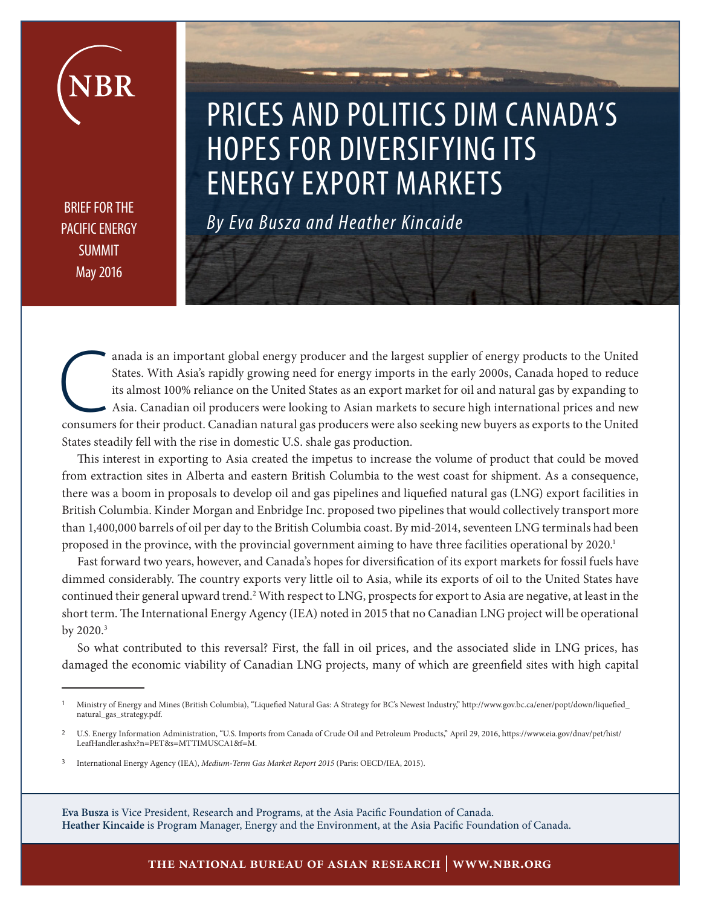NBR

BRIEF FOR THE PACIFIC ENERGY SUMMIT
May 2016

# PRICES AND POLITICS DIM CANADA'S HOPES FOR DIVERSIFYING ITS ENERGY EXPORT MARKETS

*By Eva Busza and Heather Kincaide*

Canada is an important global energy producer and the largest supplier of energy products to the United States. With Asia's rapidly growing need for energy imports in the early 2000s, Canada hoped to reduce its almost 100% reliance on the United States as an export market for oil and natural gas by expanding to Asia. Canadian oil producers were looking to Asian markets to secure high international prices and new consumers for their product. Canadian natural gas producers were also seeking new buyers as exports to the United States steadily fell with the rise in domestic U.S. shale gas production.

This interest in exporting to Asia created the impetus to increase the volume of product that could be moved from extraction sites in Alberta and eastern British Columbia to the west coast for shipment. As a consequence, there was a boom in proposals to develop oil and gas pipelines and liquefied natural gas (LNG) export facilities in British Columbia. Kinder Morgan and Enbridge Inc. proposed two pipelines that would collectively transport more than 1,400,000 barrels of oil per day to the British Columbia coast. By mid-2014, seventeen LNG terminals had been proposed in the province, with the provincial government aiming to have three facilities operational by 2020.[1]

Fast forward two years, however, and Canada's hopes for diversification of its export markets for fossil fuels have dimmed considerably. The country exports very little oil to Asia, while its exports of oil to the United States have continued their general upward trend.[2] With respect to LNG, prospects for export to Asia are negative, at least in the short term. The International Energy Agency (IEA) noted in 2015 that no Canadian LNG project will be operational by 2020.[3]

So what contributed to this reversal? First, the fall in oil prices, and the associated slide in LNG prices, has damaged the economic viability of Canadian LNG projects, many of which are greenfield sites with high capital

---

[1] Ministry of Energy and Mines (British Columbia), "Liquefied Natural Gas: A Strategy for BC's Newest Industry," http://www.gov.bc.ca/ener/popt/down/liquefied_natural_gas_strategy.pdf.

[2] U.S. Energy Information Administration, "U.S. Imports from Canada of Crude Oil and Petroleum Products," April 29, 2016, https://www.eia.gov/dnav/pet/hist/LeafHandler.ashx?n=PET&s=MTTIMUSCA1&f=M.

[3] International Energy Agency (IEA), *Medium-Term Gas Market Report 2015* (Paris: OECD/IEA, 2015).

**Eva Busza** is Vice President, Research and Programs, at the Asia Pacific Foundation of Canada.
**Heather Kincaide** is Program Manager, Energy and the Environment, at the Asia Pacific Foundation of Canada.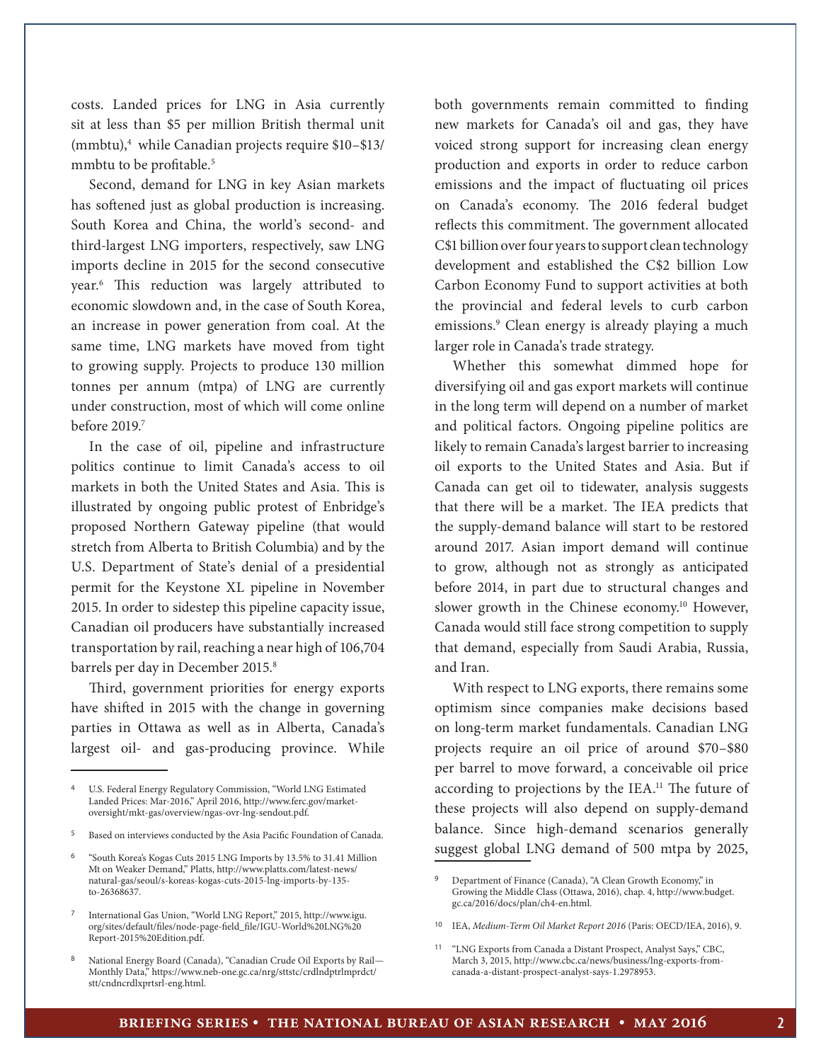costs. Landed prices for LNG in Asia currently sit at less than $5 per million British thermal unit (mmbtu),[4] while Canadian projects require $10–$13/mmbtu to be profitable.[5]

Second, demand for LNG in key Asian markets has softened just as global production is increasing. South Korea and China, the world's second- and third-largest LNG importers, respectively, saw LNG imports decline in 2015 for the second consecutive year.[6] This reduction was largely attributed to economic slowdown and, in the case of South Korea, an increase in power generation from coal. At the same time, LNG markets have moved from tight to growing supply. Projects to produce 130 million tonnes per annum (mtpa) of LNG are currently under construction, most of which will come online before 2019.[7]

In the case of oil, pipeline and infrastructure politics continue to limit Canada's access to oil markets in both the United States and Asia. This is illustrated by ongoing public protest of Enbridge's proposed Northern Gateway pipeline (that would stretch from Alberta to British Columbia) and by the U.S. Department of State's denial of a presidential permit for the Keystone XL pipeline in November 2015. In order to sidestep this pipeline capacity issue, Canadian oil producers have substantially increased transportation by rail, reaching a near high of 106,704 barrels per day in December 2015.[8]

Third, government priorities for energy exports have shifted in 2015 with the change in governing parties in Ottawa as well as in Alberta, Canada's largest oil- and gas-producing province. While both governments remain committed to finding new markets for Canada's oil and gas, they have voiced strong support for increasing clean energy production and exports in order to reduce carbon emissions and the impact of fluctuating oil prices on Canada's economy. The 2016 federal budget reflects this commitment. The government allocated C$1 billion over four years to support clean technology development and established the C$2 billion Low Carbon Economy Fund to support activities at both the provincial and federal levels to curb carbon emissions.[9] Clean energy is already playing a much larger role in Canada's trade strategy.

Whether this somewhat dimmed hope for diversifying oil and gas export markets will continue in the long term will depend on a number of market and political factors. Ongoing pipeline politics are likely to remain Canada's largest barrier to increasing oil exports to the United States and Asia. But if Canada can get oil to tidewater, analysis suggests that there will be a market. The IEA predicts that the supply-demand balance will start to be restored around 2017. Asian import demand will continue to grow, although not as strongly as anticipated before 2014, in part due to structural changes and slower growth in the Chinese economy.[10] However, Canada would still face strong competition to supply that demand, especially from Saudi Arabia, Russia, and Iran.

With respect to LNG exports, there remains some optimism since companies make decisions based on long-term market fundamentals. Canadian LNG projects require an oil price of around $70–$80 per barrel to move forward, a conceivable oil price according to projections by the IEA.[11] The future of these projects will also depend on supply-demand balance. Since high-demand scenarios generally suggest global LNG demand of 500 mtpa by 2025,

---

[4] U.S. Federal Energy Regulatory Commission, "World LNG Estimated Landed Prices: Mar-2016," April 2016, http://www.ferc.gov/market-oversight/mkt-gas/overview/ngas-ovr-lng-sendout.pdf.

[5] Based on interviews conducted by the Asia Pacific Foundation of Canada.

[6] "South Korea's Kogas Cuts 2015 LNG Imports by 13.5% to 31.41 Million Mt on Weaker Demand," Platts, http://www.platts.com/latest-news/natural-gas/seoul/s-koreas-kogas-cuts-2015-lng-imports-by-135-to-26368637.

[7] International Gas Union, "World LNG Report," 2015, http://www.igu.org/sites/default/files/node-page-field_file/IGU-World%20LNG%20Report-2015%20Edition.pdf.

[8] National Energy Board (Canada), "Canadian Crude Oil Exports by Rail—Monthly Data," https://www.neb-one.gc.ca/nrg/sttstc/crdlndptrlmprdct/stt/cndncrdlxprtsrl-eng.html.

[9] Department of Finance (Canada), "A Clean Growth Economy," in Growing the Middle Class (Ottawa, 2016), chap. 4, http://www.budget.gc.ca/2016/docs/plan/ch4-en.html.

[10] IEA, *Medium-Term Oil Market Report 2016* (Paris: OECD/IEA, 2016), 9.

[11] "LNG Exports from Canada a Distant Prospect, Analyst Says," CBC, March 3, 2015, http://www.cbc.ca/news/business/lng-exports-from-canada-a-distant-prospect-analyst-says-1.2978953.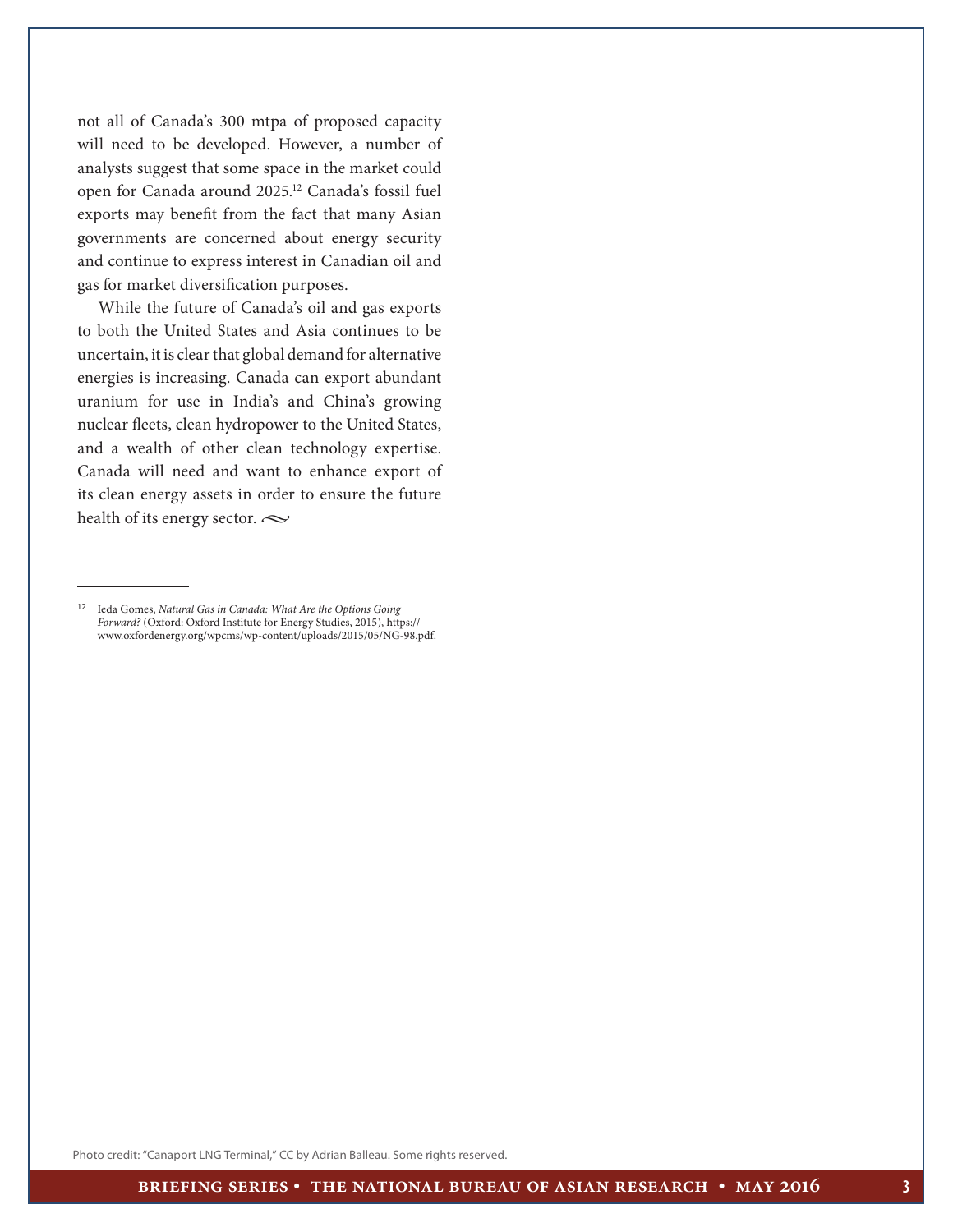not all of Canada's 300 mtpa of proposed capacity will need to be developed. However, a number of analysts suggest that some space in the market could open for Canada around 2025.[12] Canada's fossil fuel exports may benefit from the fact that many Asian governments are concerned about energy security and continue to express interest in Canadian oil and gas for market diversification purposes.

While the future of Canada's oil and gas exports to both the United States and Asia continues to be uncertain, it is clear that global demand for alternative energies is increasing. Canada can export abundant uranium for use in India's and China's growing nuclear fleets, clean hydropower to the United States, and a wealth of other clean technology expertise. Canada will need and want to enhance export of its clean energy assets in order to ensure the future health of its energy sector.

---

[12] Ieda Gomes, *Natural Gas in Canada: What Are the Options Going Forward?* (Oxford: Oxford Institute for Energy Studies, 2015), https://www.oxfordenergy.org/wpcms/wp-content/uploads/2015/05/NG-98.pdf.

Photo credit: "Canaport LNG Terminal," CC by Adrian Balleau. Some rights reserved.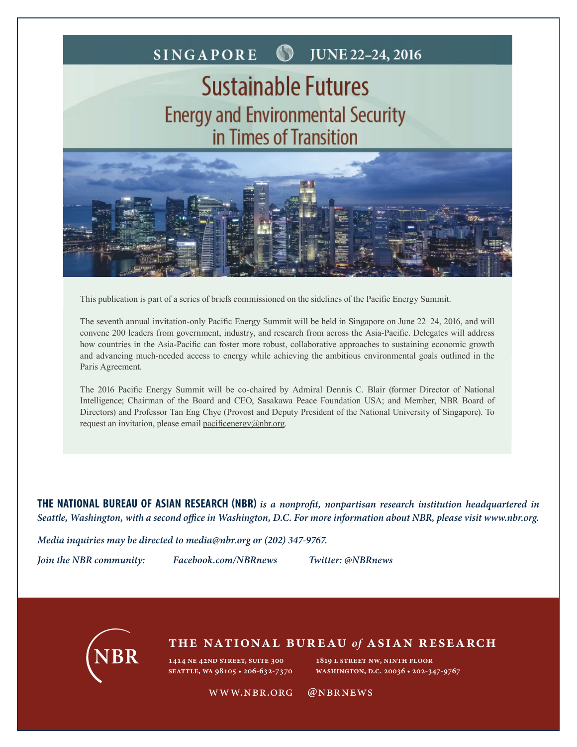SINGAPORE JUNE 22–24, 2016

# Sustainable Futures

## Energy and Environmental Security in Times of Transition

This publication is part of a series of briefs commissioned on the sidelines of the Pacific Energy Summit.

The seventh annual invitation-only Pacific Energy Summit will be held in Singapore on June 22–24, 2016, and will convene 200 leaders from government, industry, and research from across the Asia-Pacific. Delegates will address how countries in the Asia-Pacific can foster more robust, collaborative approaches to sustaining economic growth and advancing much-needed access to energy while achieving the ambitious environmental goals outlined in the Paris Agreement.

The 2016 Pacific Energy Summit will be co-chaired by Admiral Dennis C. Blair (former Director of National Intelligence; Chairman of the Board and CEO, Sasakawa Peace Foundation USA; and Member, NBR Board of Directors) and Professor Tan Eng Chye (Provost and Deputy President of the National University of Singapore). To request an invitation, please email pacificenergy@nbr.org.

**THE NATIONAL BUREAU OF ASIAN RESEARCH (NBR)** *is a nonprofit, nonpartisan research institution headquartered in Seattle, Washington, with a second office in Washington, D.C. For more information about NBR, please visit www.nbr.org.*

*Media inquiries may be directed to media@nbr.org or (202) 347-9767.*

*Join the NBR community:* *Facebook.com/NBRnews* *Twitter: @NBRnews*

NBR

**THE NATIONAL BUREAU *of* ASIAN RESEARCH**

1414 NE 42ND STREET, SUITE 300
SEATTLE, WA 98105 • 206-632-7370

1819 L STREET NW, NINTH FLOOR
WASHINGTON, D.C. 20036 • 202-347-9767

WWW.NBR.ORG @NBRNEWS